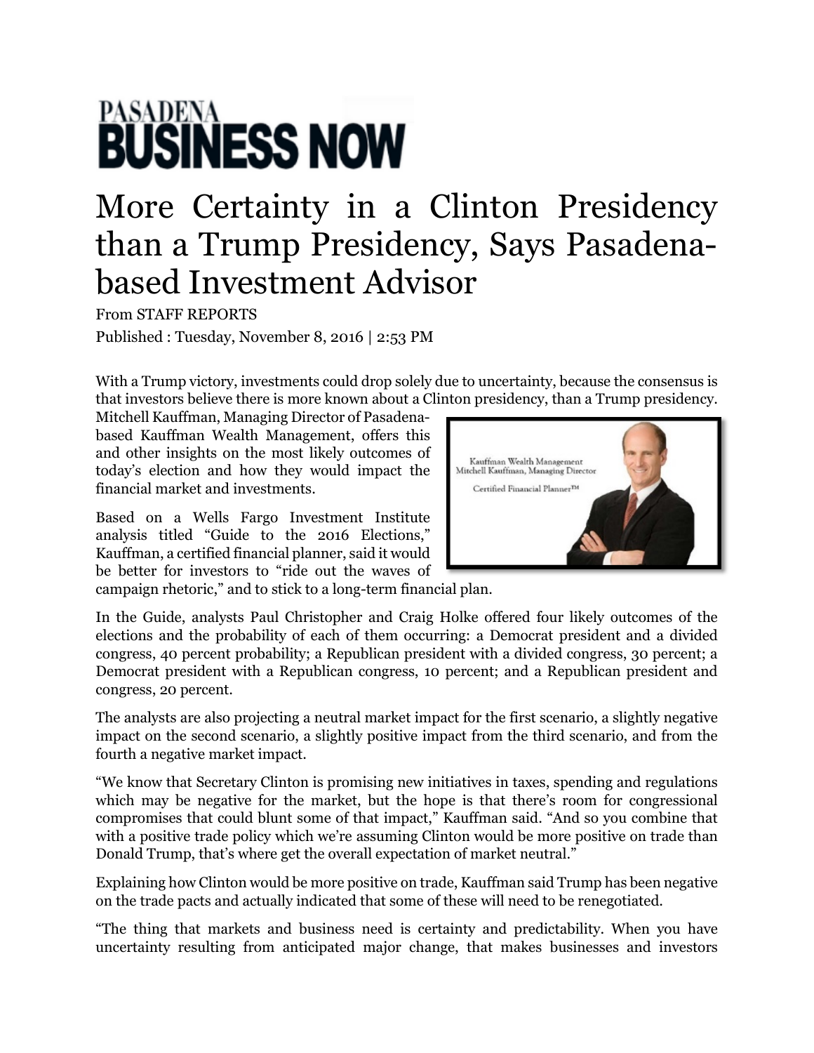# PASADENA BUSINESS NOW

# More Certainty in a Clinton Presidency than a Trump Presidency, Says Pasadena-based Investment Advisor

From STAFF REPORTS

Published : Tuesday, November 8, 2016 | 2:53 PM

With a Trump victory, investments could drop solely due to uncertainty, because the consensus is that investors believe there is more known about a Clinton presidency, than a Trump presidency. Mitchell Kauffman, Managing Director of Pasadena-based Kauffman Wealth Management, offers this and other insights on the most likely outcomes of today's election and how they would impact the financial market and investments.

Based on a Wells Fargo Investment Institute analysis titled "Guide to the 2016 Elections," Kauffman, a certified financial planner, said it would be better for investors to "ride out the waves of campaign rhetoric," and to stick to a long-term financial plan.

In the Guide, analysts Paul Christopher and Craig Holke offered four likely outcomes of the elections and the probability of each of them occurring: a Democrat president and a divided congress, 40 percent probability; a Republican president with a divided congress, 30 percent; a Democrat president with a Republican congress, 10 percent; and a Republican president and congress, 20 percent.

The analysts are also projecting a neutral market impact for the first scenario, a slightly negative impact on the second scenario, a slightly positive impact from the third scenario, and from the fourth a negative market impact.

"We know that Secretary Clinton is promising new initiatives in taxes, spending and regulations which may be negative for the market, but the hope is that there's room for congressional compromises that could blunt some of that impact," Kauffman said. "And so you combine that with a positive trade policy which we're assuming Clinton would be more positive on trade than Donald Trump, that's where get the overall expectation of market neutral."

Explaining how Clinton would be more positive on trade, Kauffman said Trump has been negative on the trade pacts and actually indicated that some of these will need to be renegotiated.

"The thing that markets and business need is certainty and predictability. When you have uncertainty resulting from anticipated major change, that makes businesses and investors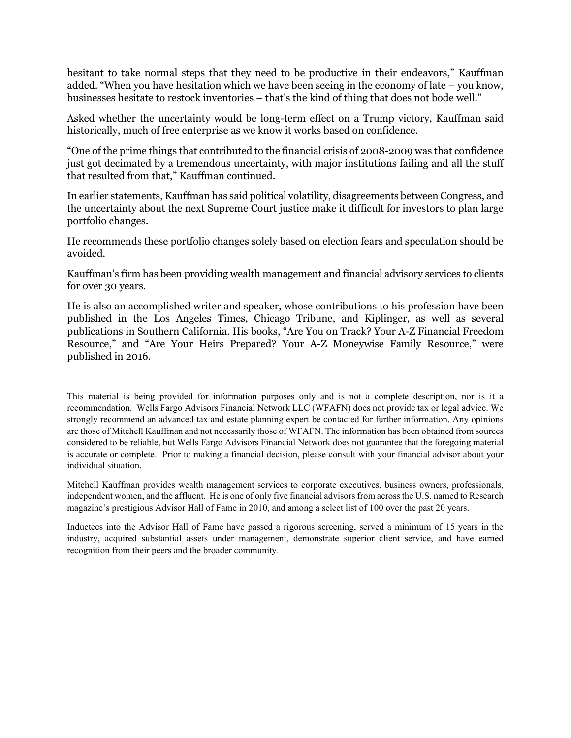hesitant to take normal steps that they need to be productive in their endeavors," Kauffman added. "When you have hesitation which we have been seeing in the economy of late – you know, businesses hesitate to restock inventories – that's the kind of thing that does not bode well."

Asked whether the uncertainty would be long-term effect on a Trump victory, Kauffman said historically, much of free enterprise as we know it works based on confidence.

"One of the prime things that contributed to the financial crisis of 2008-2009 was that confidence just got decimated by a tremendous uncertainty, with major institutions failing and all the stuff that resulted from that," Kauffman continued.

In earlier statements, Kauffman has said political volatility, disagreements between Congress, and the uncertainty about the next Supreme Court justice make it difficult for investors to plan large portfolio changes.

He recommends these portfolio changes solely based on election fears and speculation should be avoided.

Kauffman's firm has been providing wealth management and financial advisory services to clients for over 30 years.

He is also an accomplished writer and speaker, whose contributions to his profession have been published in the Los Angeles Times, Chicago Tribune, and Kiplinger, as well as several publications in Southern California. His books, "Are You on Track? Your A-Z Financial Freedom Resource," and "Are Your Heirs Prepared? Your A-Z Moneywise Family Resource," were published in 2016.

This material is being provided for information purposes only and is not a complete description, nor is it a recommendation. Wells Fargo Advisors Financial Network LLC (WFAFN) does not provide tax or legal advice. We strongly recommend an advanced tax and estate planning expert be contacted for further information. Any opinions are those of Mitchell Kauffman and not necessarily those of WFAFN. The information has been obtained from sources considered to be reliable, but Wells Fargo Advisors Financial Network does not guarantee that the foregoing material is accurate or complete. Prior to making a financial decision, please consult with your financial advisor about your individual situation.

Mitchell Kauffman provides wealth management services to corporate executives, business owners, professionals, independent women, and the affluent. He is one of only five financial advisors from across the U.S. named to Research magazine's prestigious Advisor Hall of Fame in 2010, and among a select list of 100 over the past 20 years.

Inductees into the Advisor Hall of Fame have passed a rigorous screening, served a minimum of 15 years in the industry, acquired substantial assets under management, demonstrate superior client service, and have earned recognition from their peers and the broader community.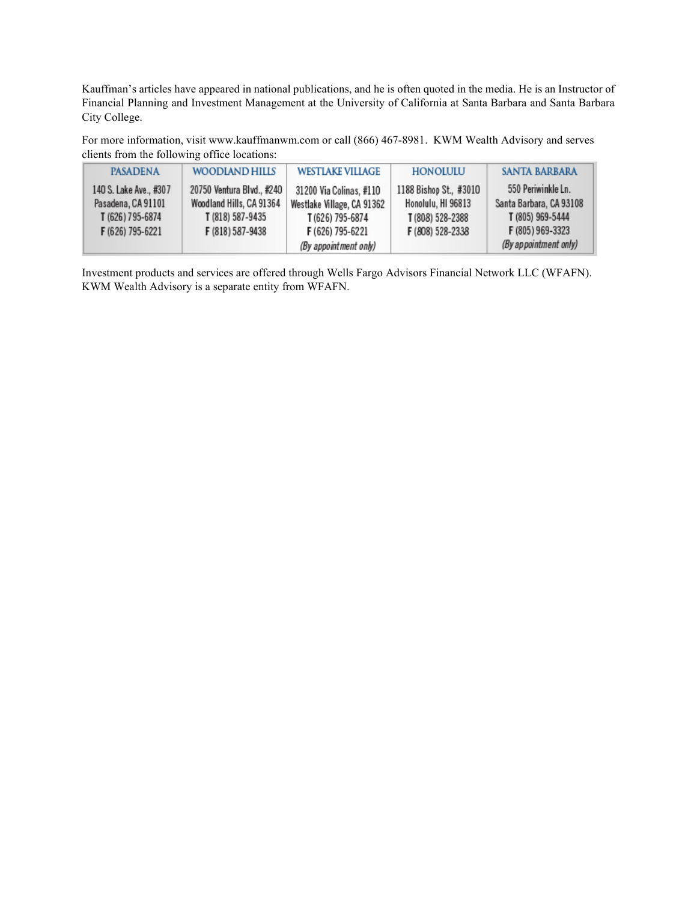Kauffman's articles have appeared in national publications, and he is often quoted in the media. He is an Instructor of Financial Planning and Investment Management at the University of California at Santa Barbara and Santa Barbara City College.

For more information, visit www.kauffmanwm.com or call (866) 467-8981. KWM Wealth Advisory and serves clients from the following office locations:

| PASADENA | WOODLAND HILLS | WESTLAKE VILLAGE | HONOLULU | SANTA BARBARA |
|---|---|---|---|---|
| 140 S. Lake Ave., #307<br>Pasadena, CA 91101<br>T (626) 795-6874<br>F (626) 795-6221 | 20750 Ventura Blvd., #240<br>Woodland Hills, CA 91364<br>T (818) 587-9435<br>F (818) 587-9438 | 31200 Via Colinas, #110<br>Westlake Village, CA 91362<br>T (626) 795-6874<br>F (626) 795-6221<br>*(By appointment only)* | 1188 Bishop St., #3010<br>Honolulu, HI 96813<br>T (808) 528-2388<br>F (808) 528-2338 | 550 Periwinkle Ln.<br>Santa Barbara, CA 93108<br>T (805) 969-5444<br>F (805) 969-3323<br>*(By appointment only)* |

Investment products and services are offered through Wells Fargo Advisors Financial Network LLC (WFAFN). KWM Wealth Advisory is a separate entity from WFAFN.